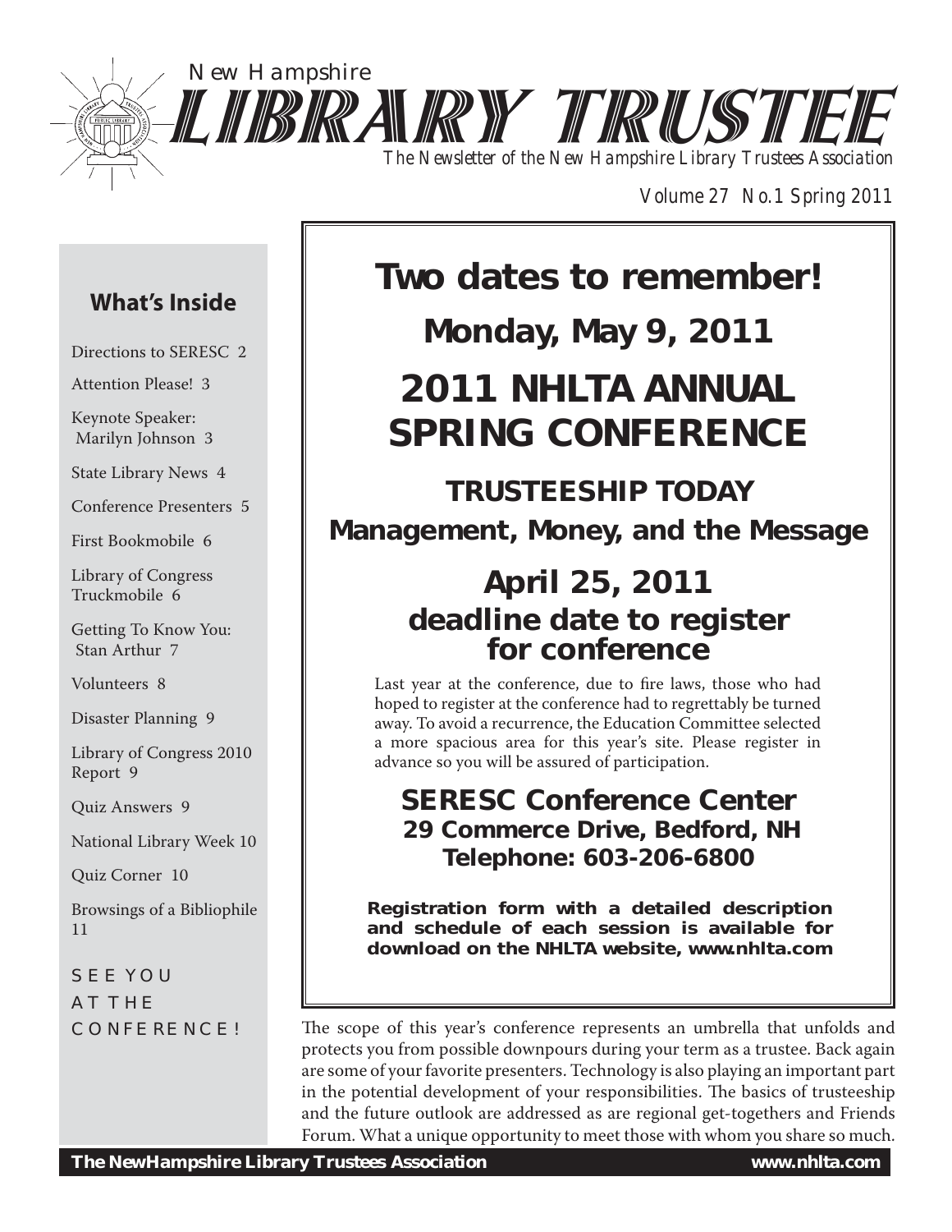New Hampshire

# LIBRARY TRUSTEE

*The Newsletter of the New Hampshire Library Trustees Association*

*Volume 27 No.1 Spring 2011*

## What's Inside

- Directions to SERESC 2
- Attention Please! 3
- Keynote Speaker: Marilyn Johnson 3
- State Library News 4
- Conference Presenters 5
- First Bookmobile 6
- Library of Congress Truckmobile 6
- Getting To Know You: Stan Arthur 7
- Volunteers 8
- Disaster Planning 9
- Library of Congress 2010 Report 9
- Quiz Answers 9
- National Library Week 10
- Quiz Corner 10
- Browsings of a Bibliophile 11

SEE YOU AT THE CONFERENCE!

# Two dates to remember!

## Monday, May 9, 2011

# 2011 NHLTA ANNUAL SPRING CONFERENCE

## TRUSTEESHIP TODAY

### Management, Money, and the Message

## April 25, 2011

## deadline date to register for conference

Last year at the conference, due to fire laws, those who had hoped to register at the conference had to regrettably be turned away. To avoid a recurrence, the Education Committee selected a more spacious area for this year's site. Please register in advance so you will be assured of participation.

## SERESC Conference Center

**29 Commerce Drive, Bedford, NH**

**Telephone: 603-206-6800**

**Registration form with a detailed description and schedule of each session is available for download on the NHLTA website, www.nhlta.com**

The scope of this year's conference represents an umbrella that unfolds and protects you from possible downpours during your term as a trustee. Back again are some of your favorite presenters. Technology is also playing an important part in the potential development of your responsibilities. The basics of trusteeship and the future outlook are addressed as are regional get-togethers and Friends Forum. What a unique opportunity to meet those with whom you share so much.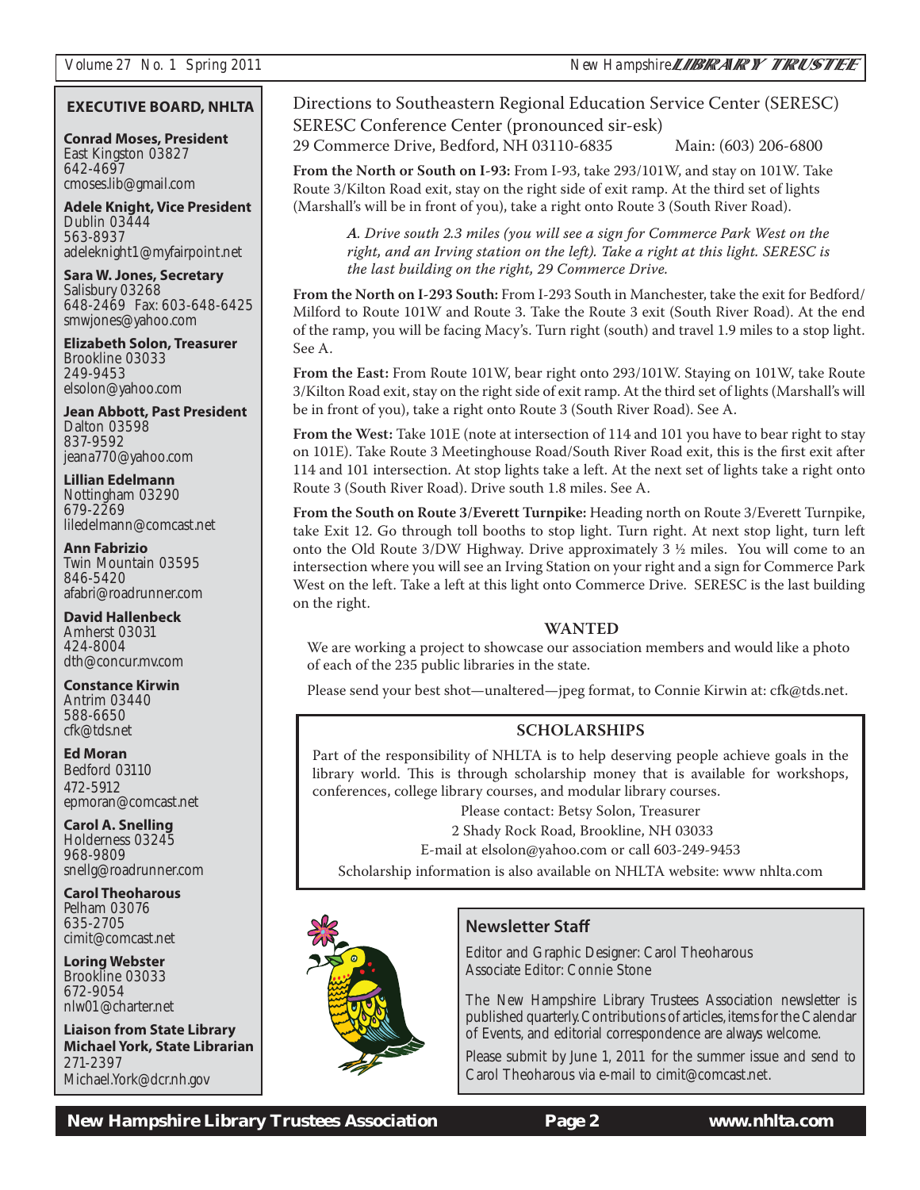## EXECUTIVE BOARD, NHLTA

**Conrad Moses, President**
East Kingston 03827
642-4697
cmoses.lib@gmail.com

**Adele Knight, Vice President**
Dublin 03444
563-8937
adeleknight1@myfairpoint.net

**Sara W. Jones, Secretary**
Salisbury 03268
648-2469 Fax: 603-648-6425
smwjones@yahoo.com

**Elizabeth Solon, Treasurer**
Brookline 03033
249-9453
elsolon@yahoo.com

**Jean Abbott, Past President**
Dalton 03598
837-9592
jeana770@yahoo.com

**Lillian Edelmann**
Nottingham 03290
679-2269
liledelmann@comcast.net

**Ann Fabrizio**
Twin Mountain 03595
846-5420
afabri@roadrunner.com

**David Hallenbeck**
Amherst 03031
424-8004
dth@concur.mv.com

**Constance Kirwin**
Antrim 03440
588-6650
cfk@tds.net

**Ed Moran**
Bedford 03110
472-5912
epmoran@comcast.net

**Carol A. Snelling**
Holderness 03245
968-9809
snellg@roadrunner.com

**Carol Theoharous**
Pelham 03076
635-2705
cimit@comcast.net

**Loring Webster**
Brookline 03033
672-9054
nlw01@charter.net

**Liaison from State Library**
**Michael York, State Librarian**
271-2397
Michael.York@dcr.nh.gov

## Directions to Southeastern Regional Education Service Center (SERESC)

SERESC Conference Center (pronounced sir-esk)
29 Commerce Drive, Bedford, NH 03110-6835 Main: (603) 206-6800

**From the North or South on I-93:** From I-93, take 293/101W, and stay on 101W. Take Route 3/Kilton Road exit, stay on the right side of exit ramp. At the third set of lights (Marshall's will be in front of you), take a right onto Route 3 (South River Road).

> *A. Drive south 2.3 miles (you will see a sign for Commerce Park West on the right, and an Irving station on the left). Take a right at this light. SERESC is the last building on the right, 29 Commerce Drive.*

**From the North on I-293 South:** From I-293 South in Manchester, take the exit for Bedford/Milford to Route 101W and Route 3. Take the Route 3 exit (South River Road). At the end of the ramp, you will be facing Macy's. Turn right (south) and travel 1.9 miles to a stop light. See A.

**From the East:** From Route 101W, bear right onto 293/101W. Staying on 101W, take Route 3/Kilton Road exit, stay on the right side of exit ramp. At the third set of lights (Marshall's will be in front of you), take a right onto Route 3 (South River Road). See A.

**From the West:** Take 101E (note at intersection of 114 and 101 you have to bear right to stay on 101E). Take Route 3 Meetinghouse Road/South River Road exit, this is the first exit after 114 and 101 intersection. At stop lights take a left. At the next set of lights take a right onto Route 3 (South River Road). Drive south 1.8 miles. See A.

**From the South on Route 3/Everett Turnpike:** Heading north on Route 3/Everett Turnpike, take Exit 12. Go through toll booths to stop light. Turn right. At next stop light, turn left onto the Old Route 3/DW Highway. Drive approximately 3 ½ miles. You will come to an intersection where you will see an Irving Station on your right and a sign for Commerce Park West on the left. Take a left at this light onto Commerce Drive. SERESC is the last building on the right.

### WANTED

We are working a project to showcase our association members and would like a photo of each of the 235 public libraries in the state.

Please send your best shot—unaltered—jpeg format, to Connie Kirwin at: cfk@tds.net.

### SCHOLARSHIPS

Part of the responsibility of NHLTA is to help deserving people achieve goals in the library world. This is through scholarship money that is available for workshops, conferences, college library courses, and modular library courses.

Please contact: Betsy Solon, Treasurer
2 Shady Rock Road, Brookline, NH 03033
E-mail at elsolon@yahoo.com or call 603-249-9453
Scholarship information is also available on NHLTA website: www nhlta.com

### Newsletter Staff

Editor and Graphic Designer: Carol Theoharous
Associate Editor: Connie Stone

The New Hampshire Library Trustees Association newsletter is published quarterly. Contributions of articles, items for the Calendar of Events, and editorial correspondence are always welcome.

Please submit by June 1, 2011 for the summer issue and send to Carol Theoharous via e-mail to cimit@comcast.net.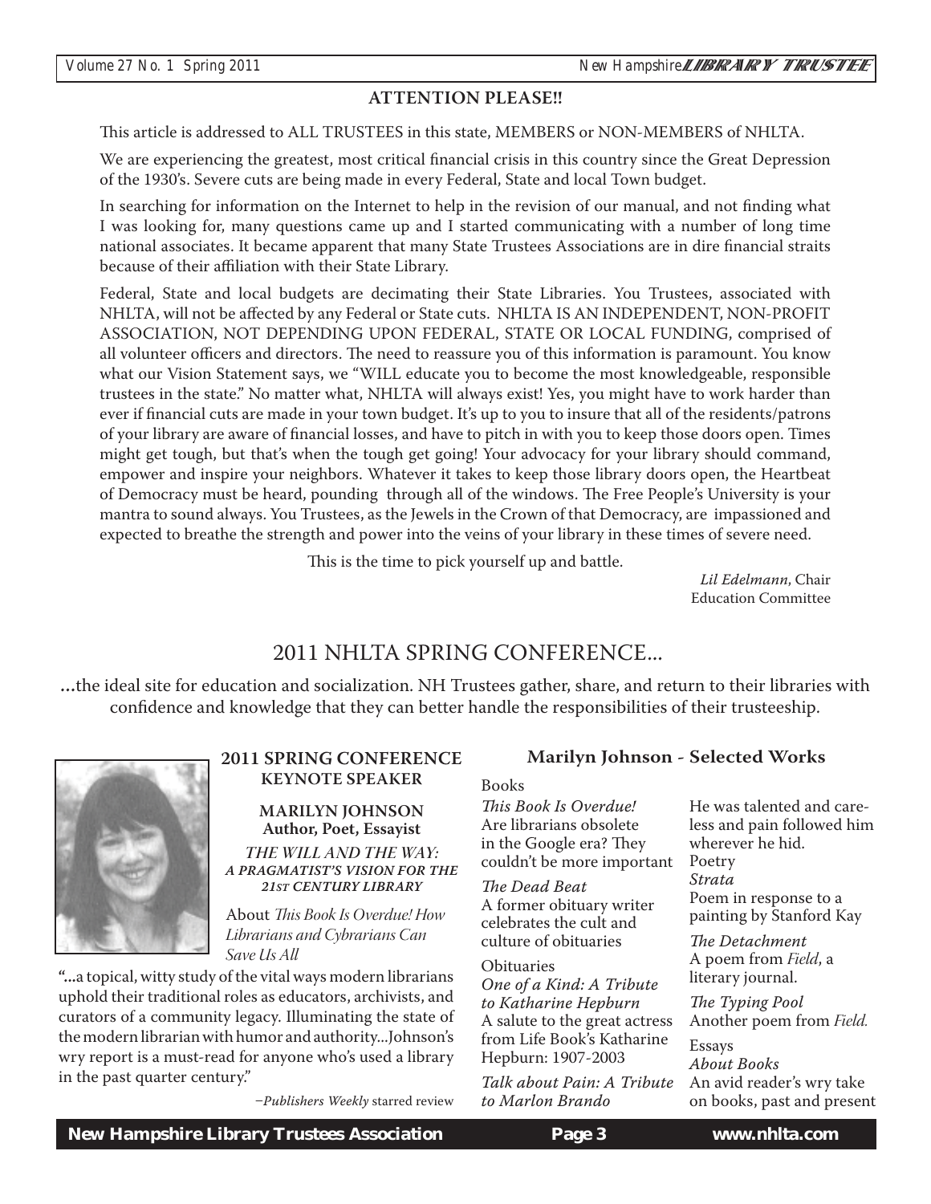## ATTENTION PLEASE!!

This article is addressed to ALL TRUSTEES in this state, MEMBERS or NON-MEMBERS of NHLTA.

We are experiencing the greatest, most critical financial crisis in this country since the Great Depression of the 1930's. Severe cuts are being made in every Federal, State and local Town budget.

In searching for information on the Internet to help in the revision of our manual, and not finding what I was looking for, many questions came up and I started communicating with a number of long time national associates. It became apparent that many State Trustees Associations are in dire financial straits because of their affiliation with their State Library.

Federal, State and local budgets are decimating their State Libraries. You Trustees, associated with NHLTA, will not be affected by any Federal or State cuts. NHLTA IS AN INDEPENDENT, NON-PROFIT ASSOCIATION, NOT DEPENDING UPON FEDERAL, STATE OR LOCAL FUNDING, comprised of all volunteer officers and directors. The need to reassure you of this information is paramount. You know what our Vision Statement says, we "WILL educate you to become the most knowledgeable, responsible trustees in the state." No matter what, NHLTA will always exist! Yes, you might have to work harder than ever if financial cuts are made in your town budget. It's up to you to insure that all of the residents/patrons of your library are aware of financial losses, and have to pitch in with you to keep those doors open. Times might get tough, but that's when the tough get going! Your advocacy for your library should command, empower and inspire your neighbors. Whatever it takes to keep those library doors open, the Heartbeat of Democracy must be heard, pounding through all of the windows. The Free People's University is your mantra to sound always. You Trustees, as the Jewels in the Crown of that Democracy, are impassioned and expected to breathe the strength and power into the veins of your library in these times of severe need.

This is the time to pick yourself up and battle.

*Lil Edelmann*, Chair
Education Committee

# 2011 NHLTA SPRING CONFERENCE...

...the ideal site for education and socialization. NH Trustees gather, share, and return to their libraries with confidence and knowledge that they can better handle the responsibilities of their trusteeship.

### 2011 SPRING CONFERENCE KEYNOTE SPEAKER

**MARILYN JOHNSON**
**Author, Poet, Essayist**

*THE WILL AND THE WAY:* ***A PRAGMATIST'S VISION FOR THE 21ST CENTURY LIBRARY***

About *This Book Is Overdue! How Librarians and Cybrarians Can Save Us All*

"...a topical, witty study of the vital ways modern librarians uphold their traditional roles as educators, archivists, and curators of a community legacy. Illuminating the state of the modern librarian with humor and authority...Johnson's wry report is a must-read for anyone who's used a library in the past quarter century."

–*Publishers Weekly* starred review

### Marilyn Johnson - Selected Works

Books

*This Book Is Overdue!*
Are librarians obsolete in the Google era? They couldn't be more important

*The Dead Beat*
A former obituary writer celebrates the cult and culture of obituaries

Obituaries

*One of a Kind: A Tribute to Katharine Hepburn*
A salute to the great actress from Life Book's Katharine Hepburn: 1907-2003

*Talk about Pain: A Tribute to Marlon Brando*
He was talented and careless and pain followed him wherever he hid.

Poetry

*Strata*
Poem in response to a painting by Stanford Kay

*The Detachment*
A poem from *Field*, a literary journal.

*The Typing Pool*
Another poem from *Field.*

Essays

*About Books*
An avid reader's wry take on books, past and present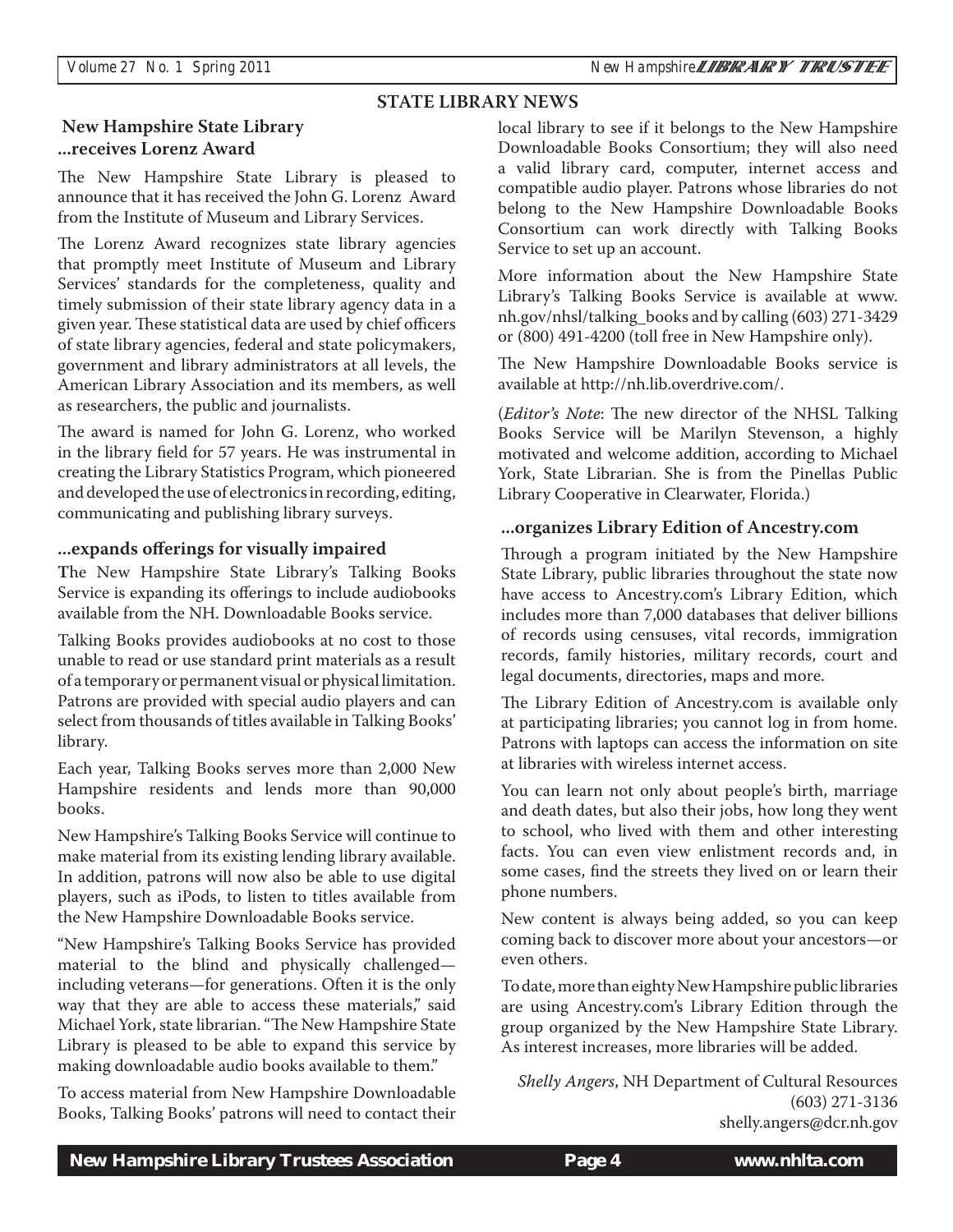## STATE LIBRARY NEWS

### New Hampshire State Library ...receives Lorenz Award

The New Hampshire State Library is pleased to announce that it has received the John G. Lorenz Award from the Institute of Museum and Library Services.

The Lorenz Award recognizes state library agencies that promptly meet Institute of Museum and Library Services' standards for the completeness, quality and timely submission of their state library agency data in a given year. These statistical data are used by chief officers of state library agencies, federal and state policymakers, government and library administrators at all levels, the American Library Association and its members, as well as researchers, the public and journalists.

The award is named for John G. Lorenz, who worked in the library field for 57 years. He was instrumental in creating the Library Statistics Program, which pioneered and developed the use of electronics in recording, editing, communicating and publishing library surveys.

### ...expands offerings for visually impaired

The New Hampshire State Library's Talking Books Service is expanding its offerings to include audiobooks available from the NH. Downloadable Books service.

Talking Books provides audiobooks at no cost to those unable to read or use standard print materials as a result of a temporary or permanent visual or physical limitation. Patrons are provided with special audio players and can select from thousands of titles available in Talking Books' library.

Each year, Talking Books serves more than 2,000 New Hampshire residents and lends more than 90,000 books.

New Hampshire's Talking Books Service will continue to make material from its existing lending library available. In addition, patrons will now also be able to use digital players, such as iPods, to listen to titles available from the New Hampshire Downloadable Books service.

"New Hampshire's Talking Books Service has provided material to the blind and physically challenged—including veterans—for generations. Often it is the only way that they are able to access these materials," said Michael York, state librarian. "The New Hampshire State Library is pleased to be able to expand this service by making downloadable audio books available to them."

To access material from New Hampshire Downloadable Books, Talking Books' patrons will need to contact their local library to see if it belongs to the New Hampshire Downloadable Books Consortium; they will also need a valid library card, computer, internet access and compatible audio player. Patrons whose libraries do not belong to the New Hampshire Downloadable Books Consortium can work directly with Talking Books Service to set up an account.

More information about the New Hampshire State Library's Talking Books Service is available at www.nh.gov/nhsl/talking_books and by calling (603) 271-3429 or (800) 491-4200 (toll free in New Hampshire only).

The New Hampshire Downloadable Books service is available at http://nh.lib.overdrive.com/.

(*Editor's Note*: The new director of the NHSL Talking Books Service will be Marilyn Stevenson, a highly motivated and welcome addition, according to Michael York, State Librarian. She is from the Pinellas Public Library Cooperative in Clearwater, Florida.)

### ...organizes Library Edition of Ancestry.com

Through a program initiated by the New Hampshire State Library, public libraries throughout the state now have access to Ancestry.com's Library Edition, which includes more than 7,000 databases that deliver billions of records using censuses, vital records, immigration records, family histories, military records, court and legal documents, directories, maps and more.

The Library Edition of Ancestry.com is available only at participating libraries; you cannot log in from home. Patrons with laptops can access the information on site at libraries with wireless internet access.

You can learn not only about people's birth, marriage and death dates, but also their jobs, how long they went to school, who lived with them and other interesting facts. You can even view enlistment records and, in some cases, find the streets they lived on or learn their phone numbers.

New content is always being added, so you can keep coming back to discover more about your ancestors—or even others.

To date, more than eighty New Hampshire public libraries are using Ancestry.com's Library Edition through the group organized by the New Hampshire State Library. As interest increases, more libraries will be added.

*Shelly Angers*, NH Department of Cultural Resources
(603) 271-3136
shelly.angers@dcr.nh.gov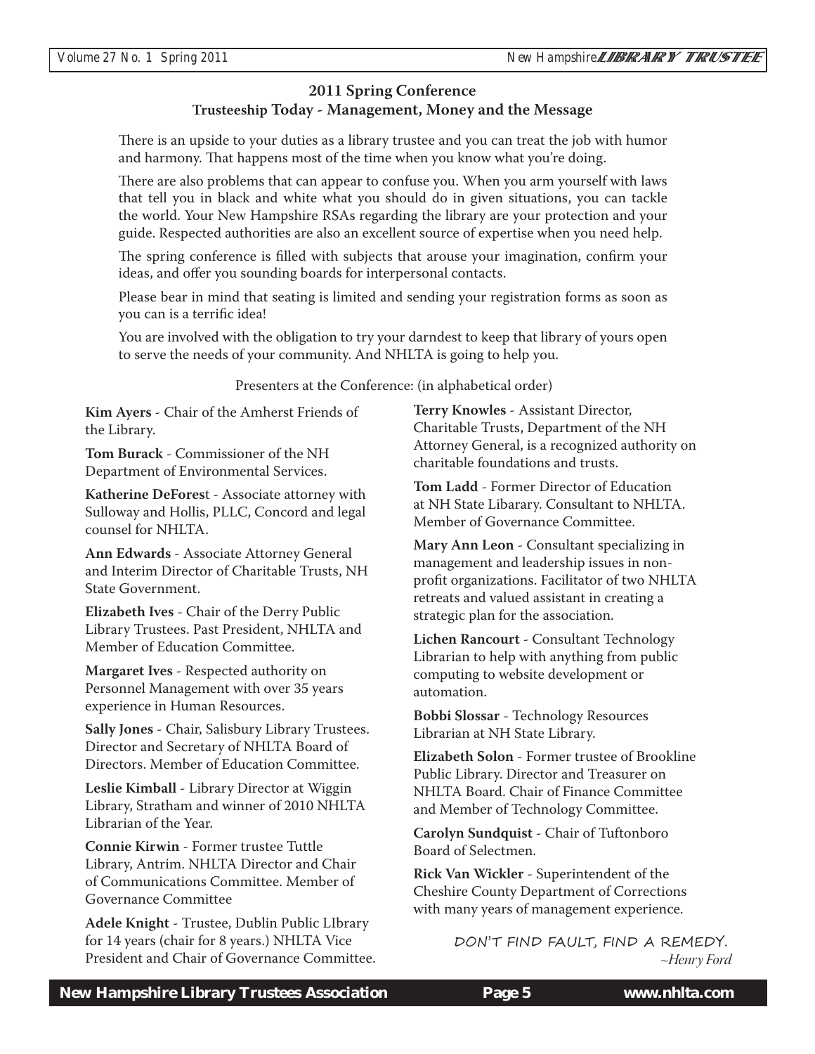## 2011 Spring Conference

### Trusteeship Today - Management, Money and the Message

There is an upside to your duties as a library trustee and you can treat the job with humor and harmony. That happens most of the time when you know what you're doing.

There are also problems that can appear to confuse you. When you arm yourself with laws that tell you in black and white what you should do in given situations, you can tackle the world. Your New Hampshire RSAs regarding the library are your protection and your guide. Respected authorities are also an excellent source of expertise when you need help.

The spring conference is filled with subjects that arouse your imagination, confirm your ideas, and offer you sounding boards for interpersonal contacts.

Please bear in mind that seating is limited and sending your registration forms as soon as you can is a terrific idea!

You are involved with the obligation to try your darndest to keep that library of yours open to serve the needs of your community. And NHLTA is going to help you.

Presenters at the Conference: (in alphabetical order)

**Kim Ayers** - Chair of the Amherst Friends of the Library.

**Tom Burack** - Commissioner of the NH Department of Environmental Services.

**Katherine DeForest** - Associate attorney with Sulloway and Hollis, PLLC, Concord and legal counsel for NHLTA.

**Ann Edwards** - Associate Attorney General and Interim Director of Charitable Trusts, NH State Government.

**Elizabeth Ives** - Chair of the Derry Public Library Trustees. Past President, NHLTA and Member of Education Committee.

**Margaret Ives** - Respected authority on Personnel Management with over 35 years experience in Human Resources.

**Sally Jones** - Chair, Salisbury Library Trustees. Director and Secretary of NHLTA Board of Directors. Member of Education Committee.

**Leslie Kimball** - Library Director at Wiggin Library, Stratham and winner of 2010 NHLTA Librarian of the Year.

**Connie Kirwin** - Former trustee Tuttle Library, Antrim. NHLTA Director and Chair of Communications Committee. Member of Governance Committee

**Adele Knight** - Trustee, Dublin Public LIbrary for 14 years (chair for 8 years.) NHLTA Vice President and Chair of Governance Committee.

**Terry Knowles** - Assistant Director, Charitable Trusts, Department of the NH Attorney General, is a recognized authority on charitable foundations and trusts.

**Tom Ladd** - Former Director of Education at NH State Libarary. Consultant to NHLTA. Member of Governance Committee.

**Mary Ann Leon** - Consultant specializing in management and leadership issues in non-profit organizations. Facilitator of two NHLTA retreats and valued assistant in creating a strategic plan for the association.

**Lichen Rancourt** - Consultant Technology Librarian to help with anything from public computing to website development or automation.

**Bobbi Slossar** - Technology Resources Librarian at NH State Library.

**Elizabeth Solon** - Former trustee of Brookline Public Library. Director and Treasurer on NHLTA Board. Chair of Finance Committee and Member of Technology Committee.

**Carolyn Sundquist** - Chair of Tuftonboro Board of Selectmen.

**Rick Van Wickler** - Superintendent of the Cheshire County Department of Corrections with many years of management experience.

DON'T FIND FAULT, FIND A REMEDY.
*~Henry Ford*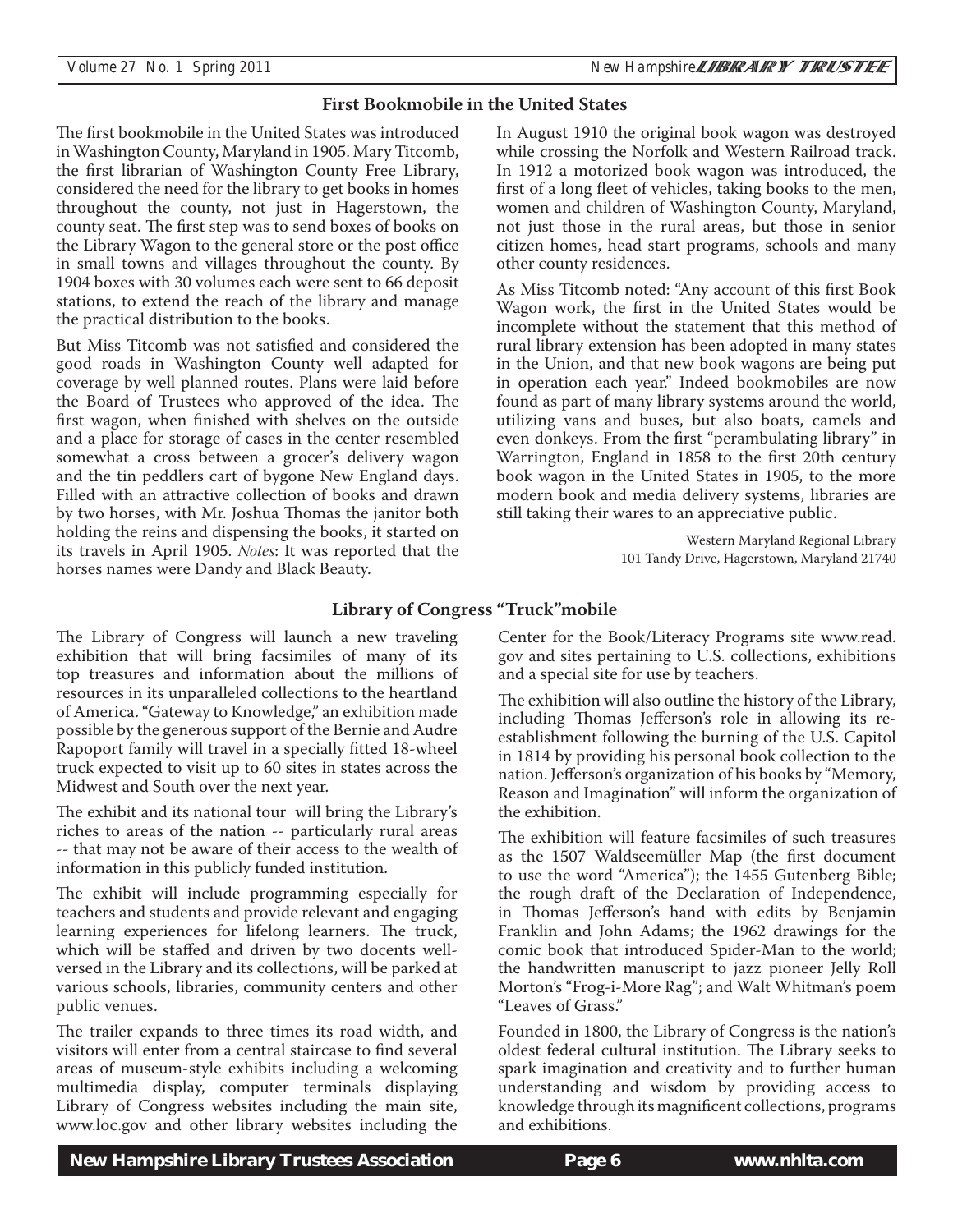## First Bookmobile in the United States

The first bookmobile in the United States was introduced in Washington County, Maryland in 1905. Mary Titcomb, the first librarian of Washington County Free Library, considered the need for the library to get books in homes throughout the county, not just in Hagerstown, the county seat. The first step was to send boxes of books on the Library Wagon to the general store or the post office in small towns and villages throughout the county. By 1904 boxes with 30 volumes each were sent to 66 deposit stations, to extend the reach of the library and manage the practical distribution to the books.

But Miss Titcomb was not satisfied and considered the good roads in Washington County well adapted for coverage by well planned routes. Plans were laid before the Board of Trustees who approved of the idea. The first wagon, when finished with shelves on the outside and a place for storage of cases in the center resembled somewhat a cross between a grocer's delivery wagon and the tin peddlers cart of bygone New England days. Filled with an attractive collection of books and drawn by two horses, with Mr. Joshua Thomas the janitor both holding the reins and dispensing the books, it started on its travels in April 1905. *Notes*: It was reported that the horses names were Dandy and Black Beauty.

In August 1910 the original book wagon was destroyed while crossing the Norfolk and Western Railroad track. In 1912 a motorized book wagon was introduced, the first of a long fleet of vehicles, taking books to the men, women and children of Washington County, Maryland, not just those in the rural areas, but those in senior citizen homes, head start programs, schools and many other county residences.

As Miss Titcomb noted: "Any account of this first Book Wagon work, the first in the United States would be incomplete without the statement that this method of rural library extension has been adopted in many states in the Union, and that new book wagons are being put in operation each year." Indeed bookmobiles are now found as part of many library systems around the world, utilizing vans and buses, but also boats, camels and even donkeys. From the first "perambulating library" in Warrington, England in 1858 to the first 20th century book wagon in the United States in 1905, to the more modern book and media delivery systems, libraries are still taking their wares to an appreciative public.

Western Maryland Regional Library
101 Tandy Drive, Hagerstown, Maryland 21740

## Library of Congress "Truck"mobile

The Library of Congress will launch a new traveling exhibition that will bring facsimiles of many of its top treasures and information about the millions of resources in its unparalleled collections to the heartland of America. "Gateway to Knowledge," an exhibition made possible by the generous support of the Bernie and Audre Rapoport family will travel in a specially fitted 18-wheel truck expected to visit up to 60 sites in states across the Midwest and South over the next year.

The exhibit and its national tour will bring the Library's riches to areas of the nation -- particularly rural areas -- that may not be aware of their access to the wealth of information in this publicly funded institution.

The exhibit will include programming especially for teachers and students and provide relevant and engaging learning experiences for lifelong learners. The truck, which will be staffed and driven by two docents well-versed in the Library and its collections, will be parked at various schools, libraries, community centers and other public venues.

The trailer expands to three times its road width, and visitors will enter from a central staircase to find several areas of museum-style exhibits including a welcoming multimedia display, computer terminals displaying Library of Congress websites including the main site, www.loc.gov and other library websites including the Center for the Book/Literacy Programs site www.read.gov and sites pertaining to U.S. collections, exhibitions and a special site for use by teachers.

The exhibition will also outline the history of the Library, including Thomas Jefferson's role in allowing its re-establishment following the burning of the U.S. Capitol in 1814 by providing his personal book collection to the nation. Jefferson's organization of his books by "Memory, Reason and Imagination" will inform the organization of the exhibition.

The exhibition will feature facsimiles of such treasures as the 1507 Waldseemüller Map (the first document to use the word "America"); the 1455 Gutenberg Bible; the rough draft of the Declaration of Independence, in Thomas Jefferson's hand with edits by Benjamin Franklin and John Adams; the 1962 drawings for the comic book that introduced Spider-Man to the world; the handwritten manuscript to jazz pioneer Jelly Roll Morton's "Frog-i-More Rag"; and Walt Whitman's poem "Leaves of Grass."

Founded in 1800, the Library of Congress is the nation's oldest federal cultural institution. The Library seeks to spark imagination and creativity and to further human understanding and wisdom by providing access to knowledge through its magnificent collections, programs and exhibitions.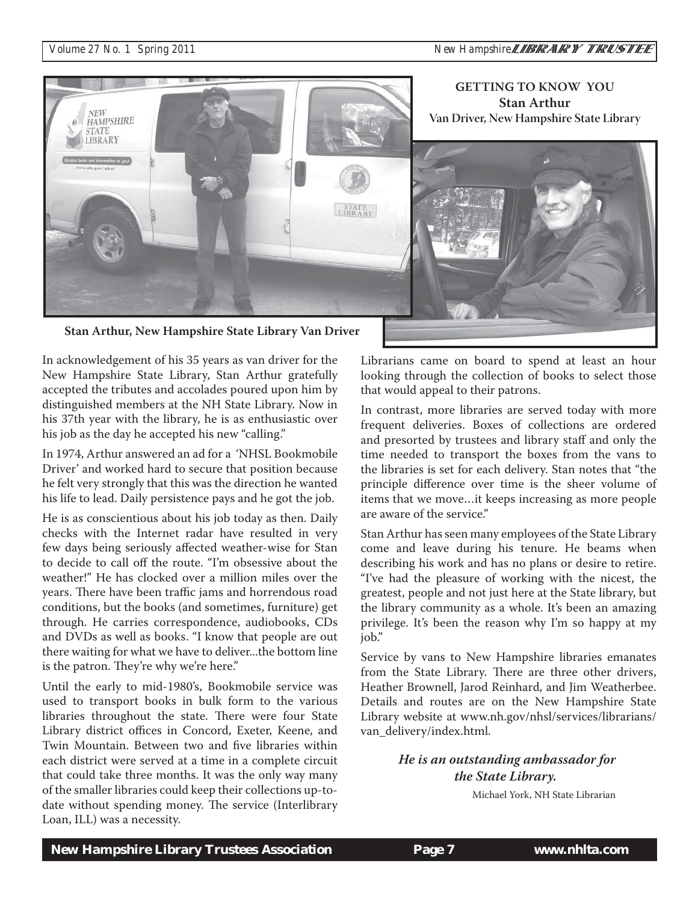## GETTING TO KNOW YOU
### Stan Arthur
Van Driver, New Hampshire State Library

**Stan Arthur, New Hampshire State Library Van Driver**

In acknowledgement of his 35 years as van driver for the New Hampshire State Library, Stan Arthur gratefully accepted the tributes and accolades poured upon him by distinguished members at the NH State Library. Now in his 37th year with the library, he is as enthusiastic over his job as the day he accepted his new "calling."

In 1974, Arthur answered an ad for a 'NHSL Bookmobile Driver' and worked hard to secure that position because he felt very strongly that this was the direction he wanted his life to lead. Daily persistence pays and he got the job.

He is as conscientious about his job today as then. Daily checks with the Internet radar have resulted in very few days being seriously affected weather-wise for Stan to decide to call off the route. "I'm obsessive about the weather!" He has clocked over a million miles over the years. There have been traffic jams and horrendous road conditions, but the books (and sometimes, furniture) get through. He carries correspondence, audiobooks, CDs and DVDs as well as books. "I know that people are out there waiting for what we have to deliver...the bottom line is the patron. They're why we're here."

Until the early to mid-1980's, Bookmobile service was used to transport books in bulk form to the various libraries throughout the state. There were four State Library district offices in Concord, Exeter, Keene, and Twin Mountain. Between two and five libraries within each district were served at a time in a complete circuit that could take three months. It was the only way many of the smaller libraries could keep their collections up-to-date without spending money. The service (Interlibrary Loan, ILL) was a necessity.

Librarians came on board to spend at least an hour looking through the collection of books to select those that would appeal to their patrons.

In contrast, more libraries are served today with more frequent deliveries. Boxes of collections are ordered and presorted by trustees and library staff and only the time needed to transport the boxes from the vans to the libraries is set for each delivery. Stan notes that "the principle difference over time is the sheer volume of items that we move…it keeps increasing as more people are aware of the service."

Stan Arthur has seen many employees of the State Library come and leave during his tenure. He beams when describing his work and has no plans or desire to retire. "I've had the pleasure of working with the nicest, the greatest, people and not just here at the State library, but the library community as a whole. It's been an amazing privilege. It's been the reason why I'm so happy at my job."

Service by vans to New Hampshire libraries emanates from the State Library. There are three other drivers, Heather Brownell, Jarod Reinhard, and Jim Weatherbee. Details and routes are on the New Hampshire State Library website at www.nh.gov/nhsl/services/librarians/van_delivery/index.html.

***He is an outstanding ambassador for the State Library.***

Michael York, NH State Librarian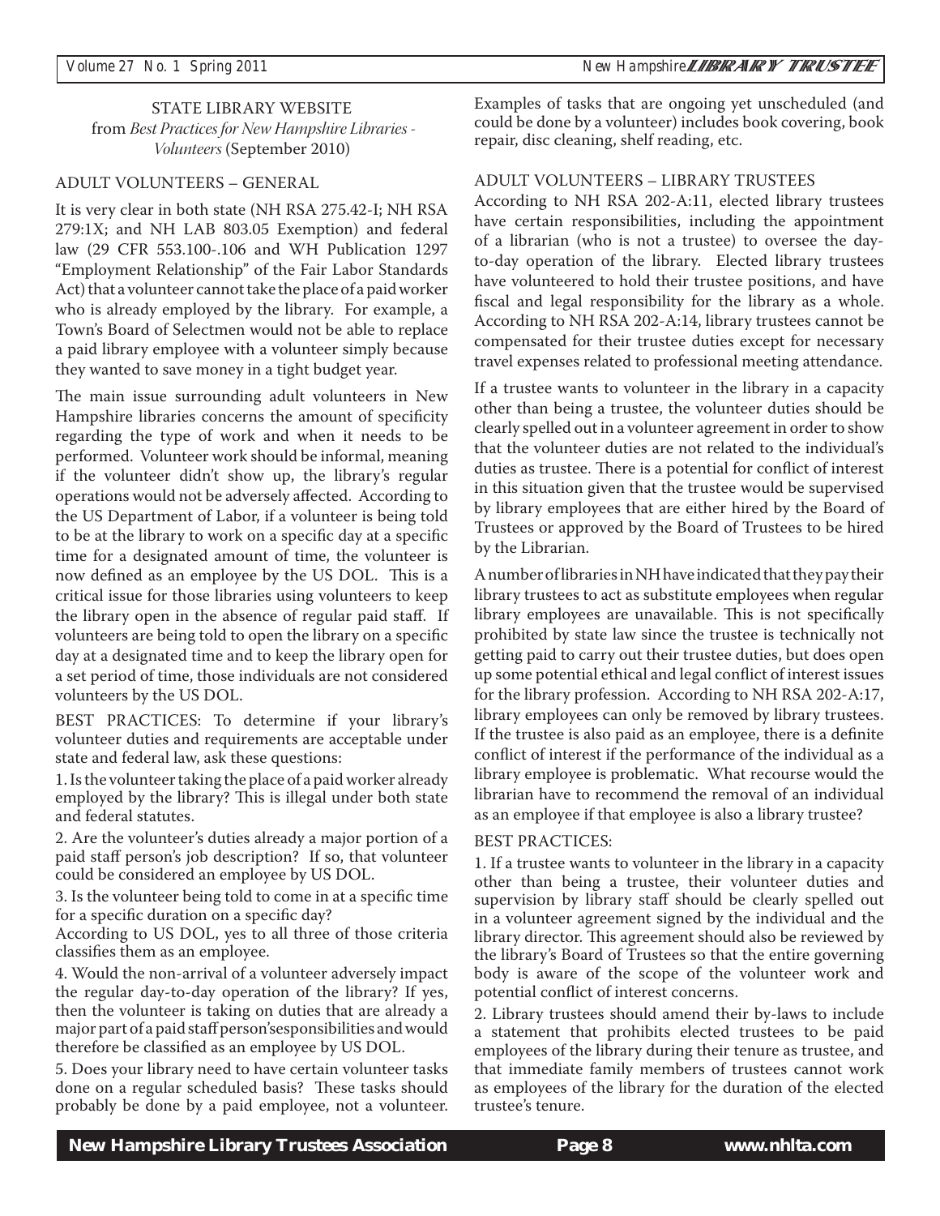STATE LIBRARY WEBSITE
from *Best Practices for New Hampshire Libraries - Volunteers* (September 2010)

## ADULT VOLUNTEERS – GENERAL

It is very clear in both state (NH RSA 275.42-I; NH RSA 279:1X; and NH LAB 803.05 Exemption) and federal law (29 CFR 553.100-.106 and WH Publication 1297 "Employment Relationship" of the Fair Labor Standards Act) that a volunteer cannot take the place of a paid worker who is already employed by the library. For example, a Town's Board of Selectmen would not be able to replace a paid library employee with a volunteer simply because they wanted to save money in a tight budget year.

The main issue surrounding adult volunteers in New Hampshire libraries concerns the amount of specificity regarding the type of work and when it needs to be performed. Volunteer work should be informal, meaning if the volunteer didn't show up, the library's regular operations would not be adversely affected. According to the US Department of Labor, if a volunteer is being told to be at the library to work on a specific day at a specific time for a designated amount of time, the volunteer is now defined as an employee by the US DOL. This is a critical issue for those libraries using volunteers to keep the library open in the absence of regular paid staff. If volunteers are being told to open the library on a specific day at a designated time and to keep the library open for a set period of time, those individuals are not considered volunteers by the US DOL.

BEST PRACTICES: To determine if your library's volunteer duties and requirements are acceptable under state and federal law, ask these questions:

1. Is the volunteer taking the place of a paid worker already employed by the library? This is illegal under both state and federal statutes.

2. Are the volunteer's duties already a major portion of a paid staff person's job description? If so, that volunteer could be considered an employee by US DOL.

3. Is the volunteer being told to come in at a specific time for a specific duration on a specific day?

According to US DOL, yes to all three of those criteria classifies them as an employee.

4. Would the non-arrival of a volunteer adversely impact the regular day-to-day operation of the library? If yes, then the volunteer is taking on duties that are already a major part of a paid staff person'sesponsibilities and would therefore be classified as an employee by US DOL.

5. Does your library need to have certain volunteer tasks done on a regular scheduled basis? These tasks should probably be done by a paid employee, not a volunteer. Examples of tasks that are ongoing yet unscheduled (and could be done by a volunteer) includes book covering, book repair, disc cleaning, shelf reading, etc.

## ADULT VOLUNTEERS – LIBRARY TRUSTEES

According to NH RSA 202-A:11, elected library trustees have certain responsibilities, including the appointment of a librarian (who is not a trustee) to oversee the day-to-day operation of the library. Elected library trustees have volunteered to hold their trustee positions, and have fiscal and legal responsibility for the library as a whole. According to NH RSA 202-A:14, library trustees cannot be compensated for their trustee duties except for necessary travel expenses related to professional meeting attendance.

If a trustee wants to volunteer in the library in a capacity other than being a trustee, the volunteer duties should be clearly spelled out in a volunteer agreement in order to show that the volunteer duties are not related to the individual's duties as trustee. There is a potential for conflict of interest in this situation given that the trustee would be supervised by library employees that are either hired by the Board of Trustees or approved by the Board of Trustees to be hired by the Librarian.

A number of libraries in NH have indicated that they pay their library trustees to act as substitute employees when regular library employees are unavailable. This is not specifically prohibited by state law since the trustee is technically not getting paid to carry out their trustee duties, but does open up some potential ethical and legal conflict of interest issues for the library profession. According to NH RSA 202-A:17, library employees can only be removed by library trustees. If the trustee is also paid as an employee, there is a definite conflict of interest if the performance of the individual as a library employee is problematic. What recourse would the librarian have to recommend the removal of an individual as an employee if that employee is also a library trustee?

BEST PRACTICES:

1. If a trustee wants to volunteer in the library in a capacity other than being a trustee, their volunteer duties and supervision by library staff should be clearly spelled out in a volunteer agreement signed by the individual and the library director. This agreement should also be reviewed by the library's Board of Trustees so that the entire governing body is aware of the scope of the volunteer work and potential conflict of interest concerns.

2. Library trustees should amend their by-laws to include a statement that prohibits elected trustees to be paid employees of the library during their tenure as trustee, and that immediate family members of trustees cannot work as employees of the library for the duration of the elected trustee's tenure.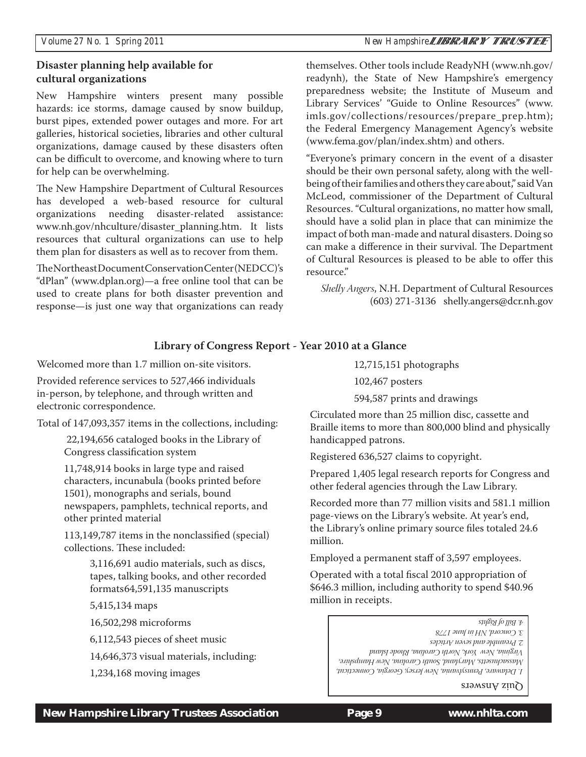## Disaster planning help available for cultural organizations

New Hampshire winters present many possible hazards: ice storms, damage caused by snow buildup, burst pipes, extended power outages and more. For art galleries, historical societies, libraries and other cultural organizations, damage caused by these disasters often can be difficult to overcome, and knowing where to turn for help can be overwhelming.

The New Hampshire Department of Cultural Resources has developed a web-based resource for cultural organizations needing disaster-related assistance: www.nh.gov/nhculture/disaster_planning.htm. It lists resources that cultural organizations can use to help them plan for disasters as well as to recover from them.

The Northeast Document Conservation Center (NEDCC)'s "dPlan" (www.dplan.org)—a free online tool that can be used to create plans for both disaster prevention and response—is just one way that organizations can ready themselves. Other tools include ReadyNH (www.nh.gov/readynh), the State of New Hampshire's emergency preparedness website; the Institute of Museum and Library Services' "Guide to Online Resources" (www.imls.gov/collections/resources/prepare_prep.htm); the Federal Emergency Management Agency's website (www.fema.gov/plan/index.shtm) and others.

"Everyone's primary concern in the event of a disaster should be their own personal safety, along with the well-being of their families and others they care about," said Van McLeod, commissioner of the Department of Cultural Resources. "Cultural organizations, no matter how small, should have a solid plan in place that can minimize the impact of both man-made and natural disasters. Doing so can make a difference in their survival. The Department of Cultural Resources is pleased to be able to offer this resource."

*Shelly Angers*, N.H. Department of Cultural Resources
(603) 271-3136 shelly.angers@dcr.nh.gov

## Library of Congress Report - Year 2010 at a Glance

Welcomed more than 1.7 million on-site visitors.

Provided reference services to 527,466 individuals in-person, by telephone, and through written and electronic correspondence.

Total of 147,093,357 items in the collections, including:

- 22,194,656 cataloged books in the Library of Congress classification system
- 11,748,914 books in large type and raised characters, incunabula (books printed before 1501), monographs and serials, bound newspapers, pamphlets, technical reports, and other printed material
- 113,149,787 items in the nonclassified (special) collections. These included:
  - 3,116,691 audio materials, such as discs, tapes, talking books, and other recorded formats64,591,135 manuscripts
  - 5,415,134 maps
  - 16,502,298 microforms
  - 6,112,543 pieces of sheet music
  - 14,646,373 visual materials, including:
  - 1,234,168 moving images
  - 12,715,151 photographs
  - 102,467 posters
  - 594,587 prints and drawings

Circulated more than 25 million disc, cassette and Braille items to more than 800,000 blind and physically handicapped patrons.

Registered 636,527 claims to copyright.

Prepared 1,405 legal research reports for Congress and other federal agencies through the Law Library.

Recorded more than 77 million visits and 581.1 million page-views on the Library's website. At year's end, the Library's online primary source files totaled 24.6 million.

Employed a permanent staff of 3,597 employees.

Operated with a total fiscal 2010 appropriation of $646.3 million, including authority to spend $40.96 million in receipts.

Quiz Answers

*1. Delaware, Pennsylvania, New Jersey, Georgia, Connecticut, Massachusetts, Maryland, South Carolina, New Hampshire, Virginia, New York, North Carolina, Rhode Island*
*2. Preamble and seven Articles*
*3. Concord, NH in June 1778*
*4. Bill of Rights*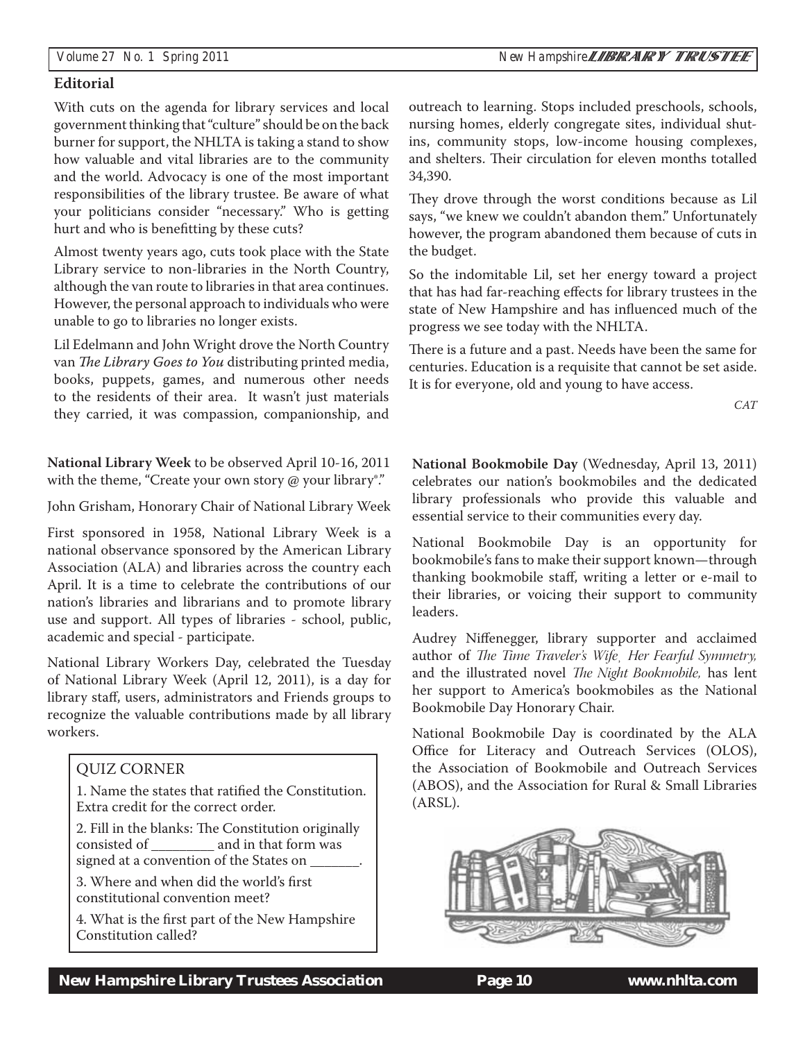## Editorial

With cuts on the agenda for library services and local government thinking that "culture" should be on the back burner for support, the NHLTA is taking a stand to show how valuable and vital libraries are to the community and the world. Advocacy is one of the most important responsibilities of the library trustee. Be aware of what your politicians consider "necessary." Who is getting hurt and who is benefitting by these cuts?

Almost twenty years ago, cuts took place with the State Library service to non-libraries in the North Country, although the van route to libraries in that area continues. However, the personal approach to individuals who were unable to go to libraries no longer exists.

Lil Edelmann and John Wright drove the North Country van *The Library Goes to You* distributing printed media, books, puppets, games, and numerous other needs to the residents of their area. It wasn't just materials they carried, it was compassion, companionship, and outreach to learning. Stops included preschools, schools, nursing homes, elderly congregate sites, individual shut-ins, community stops, low-income housing complexes, and shelters. Their circulation for eleven months totalled 34,390.

They drove through the worst conditions because as Lil says, "we knew we couldn't abandon them." Unfortunately however, the program abandoned them because of cuts in the budget.

So the indomitable Lil, set her energy toward a project that has had far-reaching effects for library trustees in the state of New Hampshire and has influenced much of the progress we see today with the NHLTA.

There is a future and a past. Needs have been the same for centuries. Education is a requisite that cannot be set aside. It is for everyone, old and young to have access.

*CAT*

**National Library Week** to be observed April 10-16, 2011 with the theme, "Create your own story @ your library®."

John Grisham, Honorary Chair of National Library Week

First sponsored in 1958, National Library Week is a national observance sponsored by the American Library Association (ALA) and libraries across the country each April. It is a time to celebrate the contributions of our nation's libraries and librarians and to promote library use and support. All types of libraries - school, public, academic and special - participate.

National Library Workers Day, celebrated the Tuesday of National Library Week (April 12, 2011), is a day for library staff, users, administrators and Friends groups to recognize the valuable contributions made by all library workers.

### QUIZ CORNER

1. Name the states that ratified the Constitution. Extra credit for the correct order.
2. Fill in the blanks: The Constitution originally consisted of _________ and in that form was signed at a convention of the States on _______.
3. Where and when did the world's first constitutional convention meet?
4. What is the first part of the New Hampshire Constitution called?

**National Bookmobile Day** (Wednesday, April 13, 2011) celebrates our nation's bookmobiles and the dedicated library professionals who provide this valuable and essential service to their communities every day.

National Bookmobile Day is an opportunity for bookmobile's fans to make their support known—through thanking bookmobile staff, writing a letter or e-mail to their libraries, or voicing their support to community leaders.

Audrey Niffenegger, library supporter and acclaimed author of *The Time Traveler's Wife, Her Fearful Symmetry,* and the illustrated novel *The Night Bookmobile,* has lent her support to America's bookmobiles as the National Bookmobile Day Honorary Chair.

National Bookmobile Day is coordinated by the ALA Office for Literacy and Outreach Services (OLOS), the Association of Bookmobile and Outreach Services (ABOS), and the Association for Rural & Small Libraries (ARSL).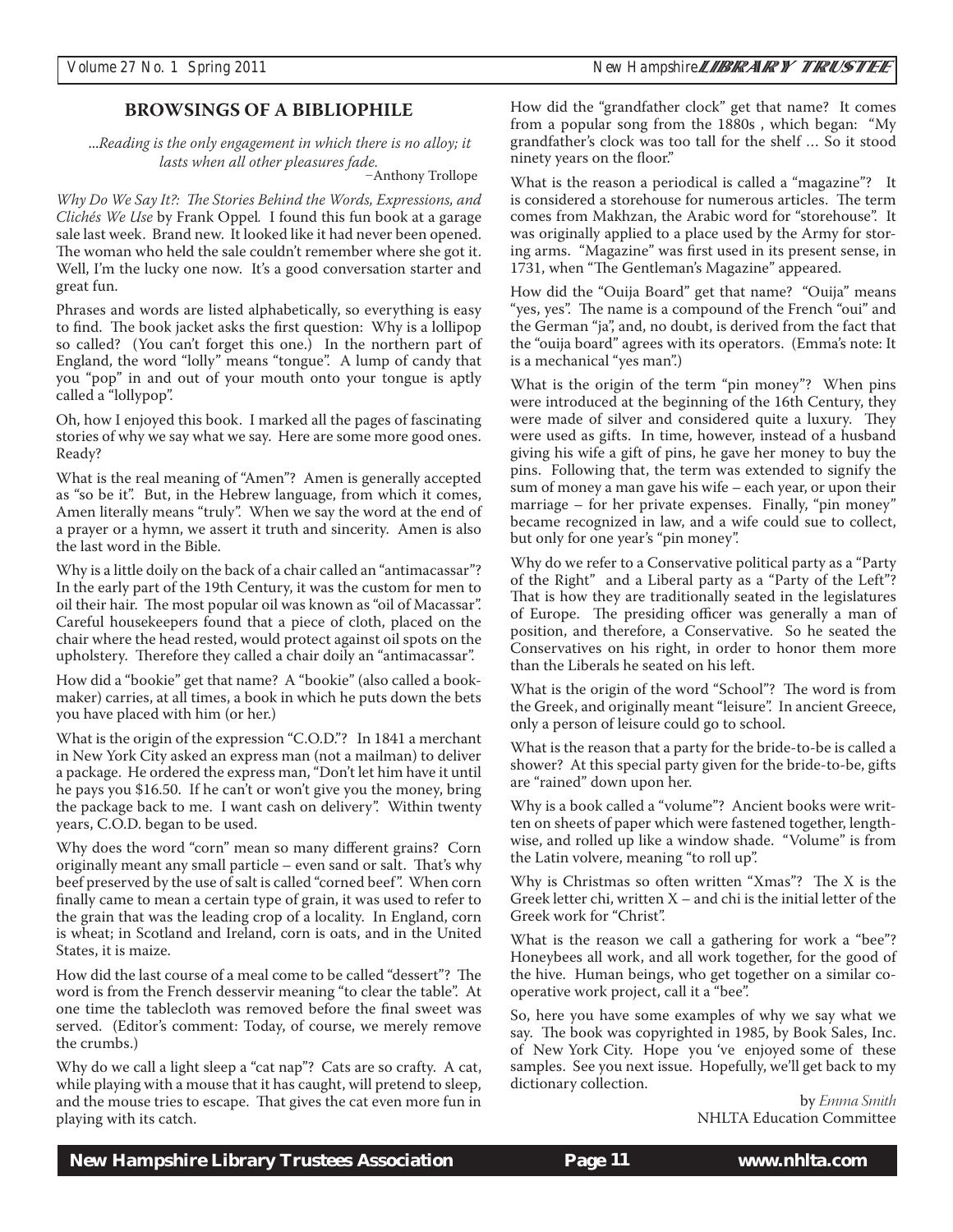## BROWSINGS OF A BIBLIOPHILE

*...Reading is the only engagement in which there is no alloy; it lasts when all other pleasures fade.*

–Anthony Trollope

*Why Do We Say It?: The Stories Behind the Words, Expressions, and Clichés We Use* by Frank Oppel. I found this fun book at a garage sale last week. Brand new. It looked like it had never been opened. The woman who held the sale couldn't remember where she got it. Well, I'm the lucky one now. It's a good conversation starter and great fun.

Phrases and words are listed alphabetically, so everything is easy to find. The book jacket asks the first question: Why is a lollipop so called? (You can't forget this one.) In the northern part of England, the word "lolly" means "tongue". A lump of candy that you "pop" in and out of your mouth onto your tongue is aptly called a "lollypop".

Oh, how I enjoyed this book. I marked all the pages of fascinating stories of why we say what we say. Here are some more good ones. Ready?

What is the real meaning of "Amen"? Amen is generally accepted as "so be it". But, in the Hebrew language, from which it comes, Amen literally means "truly". When we say the word at the end of a prayer or a hymn, we assert it truth and sincerity. Amen is also the last word in the Bible.

Why is a little doily on the back of a chair called an "antimacassar"? In the early part of the 19th Century, it was the custom for men to oil their hair. The most popular oil was known as "oil of Macassar". Careful housekeepers found that a piece of cloth, placed on the chair where the head rested, would protect against oil spots on the upholstery. Therefore they called a chair doily an "antimacassar".

How did a "bookie" get that name? A "bookie" (also called a bookmaker) carries, at all times, a book in which he puts down the bets you have placed with him (or her.)

What is the origin of the expression "C.O.D."? In 1841 a merchant in New York City asked an express man (not a mailman) to deliver a package. He ordered the express man, "Don't let him have it until he pays you $16.50. If he can't or won't give you the money, bring the package back to me. I want cash on delivery". Within twenty years, C.O.D. began to be used.

Why does the word "corn" mean so many different grains? Corn originally meant any small particle – even sand or salt. That's why beef preserved by the use of salt is called "corned beef". When corn finally came to mean a certain type of grain, it was used to refer to the grain that was the leading crop of a locality. In England, corn is wheat; in Scotland and Ireland, corn is oats, and in the United States, it is maize.

How did the last course of a meal come to be called "dessert"? The word is from the French desservir meaning "to clear the table". At one time the tablecloth was removed before the final sweet was served. (Editor's comment: Today, of course, we merely remove the crumbs.)

Why do we call a light sleep a "cat nap"? Cats are so crafty. A cat, while playing with a mouse that it has caught, will pretend to sleep, and the mouse tries to escape. That gives the cat even more fun in playing with its catch.

How did the "grandfather clock" get that name? It comes from a popular song from the 1880s , which began: "My grandfather's clock was too tall for the shelf … So it stood ninety years on the floor."

What is the reason a periodical is called a "magazine"? It is considered a storehouse for numerous articles. The term comes from Makhzan, the Arabic word for "storehouse". It was originally applied to a place used by the Army for storing arms. "Magazine" was first used in its present sense, in 1731, when "The Gentleman's Magazine" appeared.

How did the "Ouija Board" get that name? "Ouija" means "yes, yes". The name is a compound of the French "oui" and the German "ja", and, no doubt, is derived from the fact that the "ouija board" agrees with its operators. (Emma's note: It is a mechanical "yes man".)

What is the origin of the term "pin money"? When pins were introduced at the beginning of the 16th Century, they were made of silver and considered quite a luxury. They were used as gifts. In time, however, instead of a husband giving his wife a gift of pins, he gave her money to buy the pins. Following that, the term was extended to signify the sum of money a man gave his wife – each year, or upon their marriage – for her private expenses. Finally, "pin money" became recognized in law, and a wife could sue to collect, but only for one year's "pin money".

Why do we refer to a Conservative political party as a "Party of the Right" and a Liberal party as a "Party of the Left"? That is how they are traditionally seated in the legislatures of Europe. The presiding officer was generally a man of position, and therefore, a Conservative. So he seated the Conservatives on his right, in order to honor them more than the Liberals he seated on his left.

What is the origin of the word "School"? The word is from the Greek, and originally meant "leisure". In ancient Greece, only a person of leisure could go to school.

What is the reason that a party for the bride-to-be is called a shower? At this special party given for the bride-to-be, gifts are "rained" down upon her.

Why is a book called a "volume"? Ancient books were written on sheets of paper which were fastened together, lengthwise, and rolled up like a window shade. "Volume" is from the Latin volvere, meaning "to roll up".

Why is Christmas so often written "Xmas"? The X is the Greek letter chi, written X – and chi is the initial letter of the Greek work for "Christ".

What is the reason we call a gathering for work a "bee"? Honeybees all work, and all work together, for the good of the hive. Human beings, who get together on a similar cooperative work project, call it a "bee".

So, here you have some examples of why we say what we say. The book was copyrighted in 1985, by Book Sales, Inc. of New York City. Hope you 've enjoyed some of these samples. See you next issue. Hopefully, we'll get back to my dictionary collection.

by *Emma Smith*
NHLTA Education Committee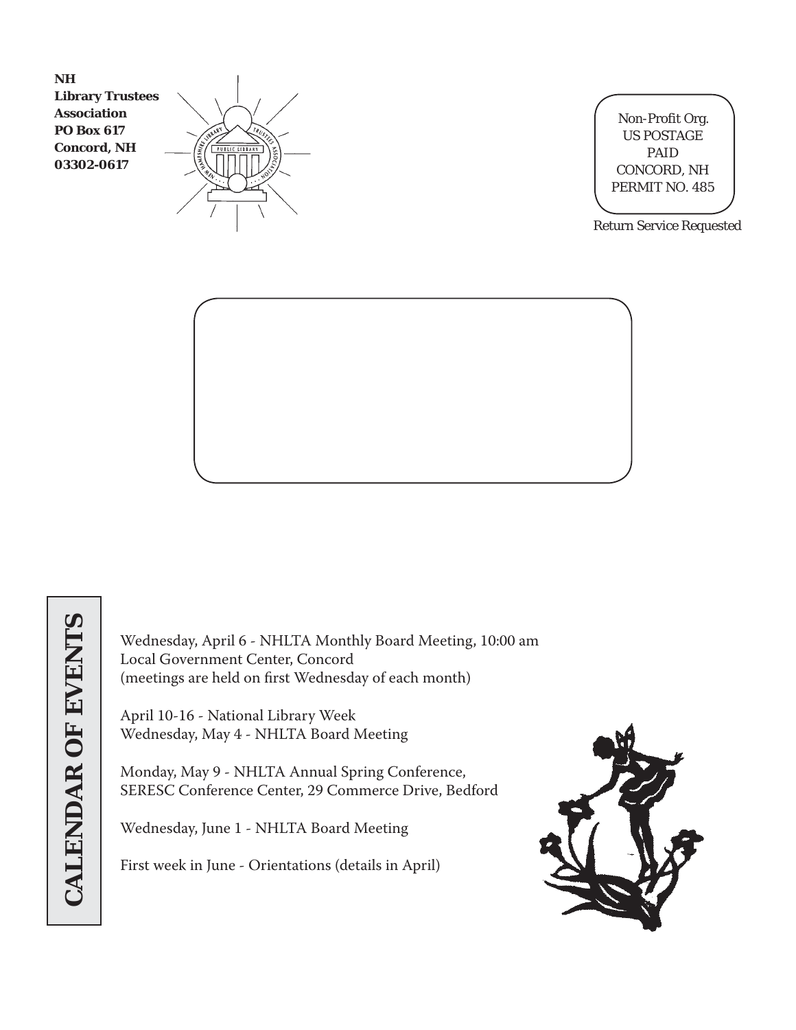**NH**
**Library Trustees**
**Association**
**PO Box 617**
**Concord, NH**
**03302-0617**

Non-Profit Org.
US POSTAGE
PAID
CONCORD, NH
PERMIT NO. 485

Return Service Requested

## CALENDAR OF EVENTS

Wednesday, April 6 - NHLTA Monthly Board Meeting, 10:00 am
Local Government Center, Concord
(meetings are held on first Wednesday of each month)

April 10-16 - National Library Week
Wednesday, May 4 - NHLTA Board Meeting

Monday, May 9 - NHLTA Annual Spring Conference,
SERESC Conference Center, 29 Commerce Drive, Bedford

Wednesday, June 1 - NHLTA Board Meeting

First week in June - Orientations (details in April)